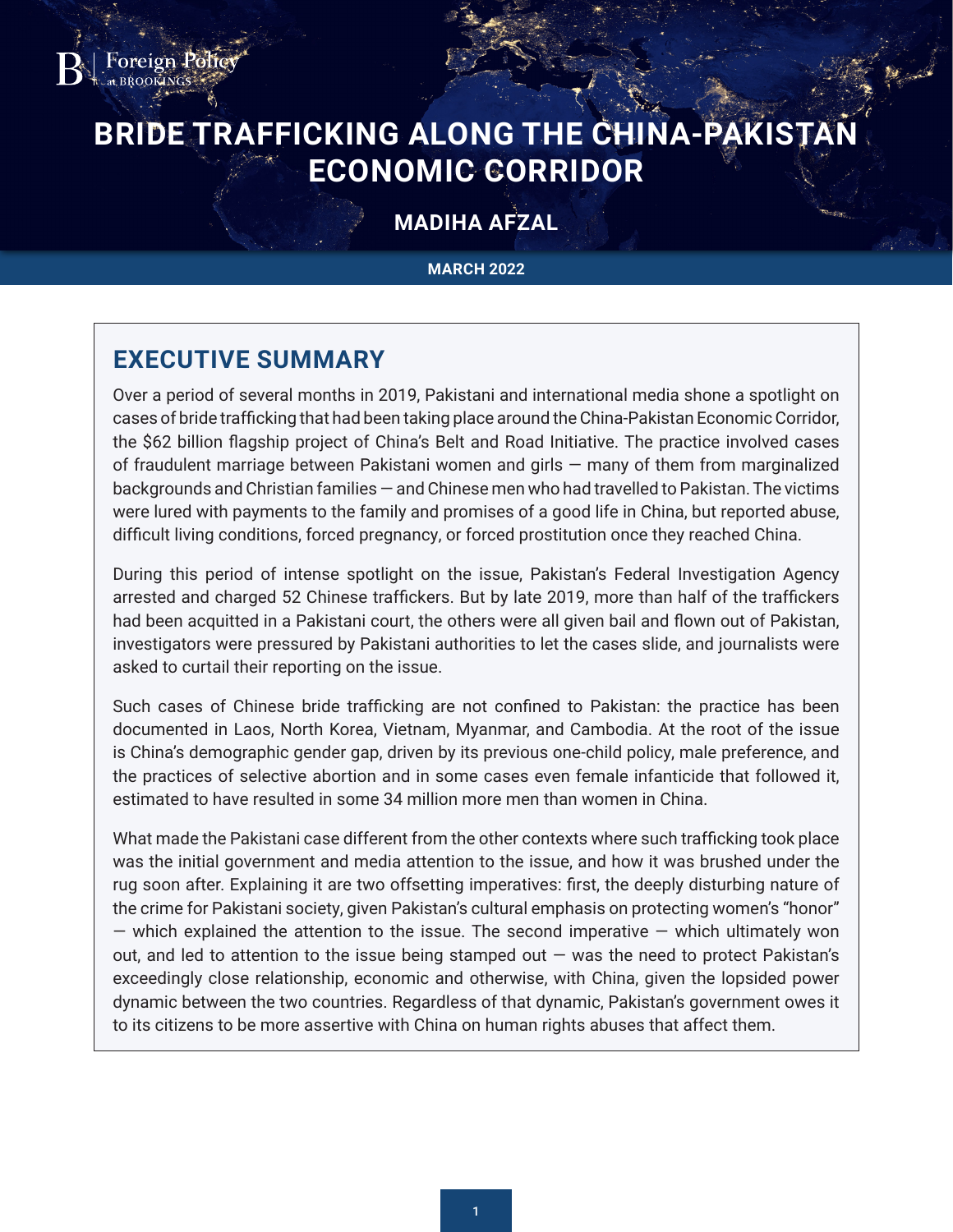Foreign Policy at BROOKINGS

# BRIDE TRAFFICKING ALONG THE CHINA-PAKISTAN ECONOMIC CORRIDOR

**MADIHA AFZAL**

**MARCH 2022**

## EXECUTIVE SUMMARY

Over a period of several months in 2019, Pakistani and international media shone a spotlight on cases of bride trafficking that had been taking place around the China-Pakistan Economic Corridor, the $62 billion flagship project of China's Belt and Road Initiative. The practice involved cases of fraudulent marriage between Pakistani women and girls — many of them from marginalized backgrounds and Christian families — and Chinese men who had travelled to Pakistan. The victims were lured with payments to the family and promises of a good life in China, but reported abuse, difficult living conditions, forced pregnancy, or forced prostitution once they reached China.

During this period of intense spotlight on the issue, Pakistan's Federal Investigation Agency arrested and charged 52 Chinese traffickers. But by late 2019, more than half of the traffickers had been acquitted in a Pakistani court, the others were all given bail and flown out of Pakistan, investigators were pressured by Pakistani authorities to let the cases slide, and journalists were asked to curtail their reporting on the issue.

Such cases of Chinese bride trafficking are not confined to Pakistan: the practice has been documented in Laos, North Korea, Vietnam, Myanmar, and Cambodia. At the root of the issue is China's demographic gender gap, driven by its previous one-child policy, male preference, and the practices of selective abortion and in some cases even female infanticide that followed it, estimated to have resulted in some 34 million more men than women in China.

What made the Pakistani case different from the other contexts where such trafficking took place was the initial government and media attention to the issue, and how it was brushed under the rug soon after. Explaining it are two offsetting imperatives: first, the deeply disturbing nature of the crime for Pakistani society, given Pakistan's cultural emphasis on protecting women's "honor" — which explained the attention to the issue. The second imperative — which ultimately won out, and led to attention to the issue being stamped out — was the need to protect Pakistan's exceedingly close relationship, economic and otherwise, with China, given the lopsided power dynamic between the two countries. Regardless of that dynamic, Pakistan's government owes it to its citizens to be more assertive with China on human rights abuses that affect them.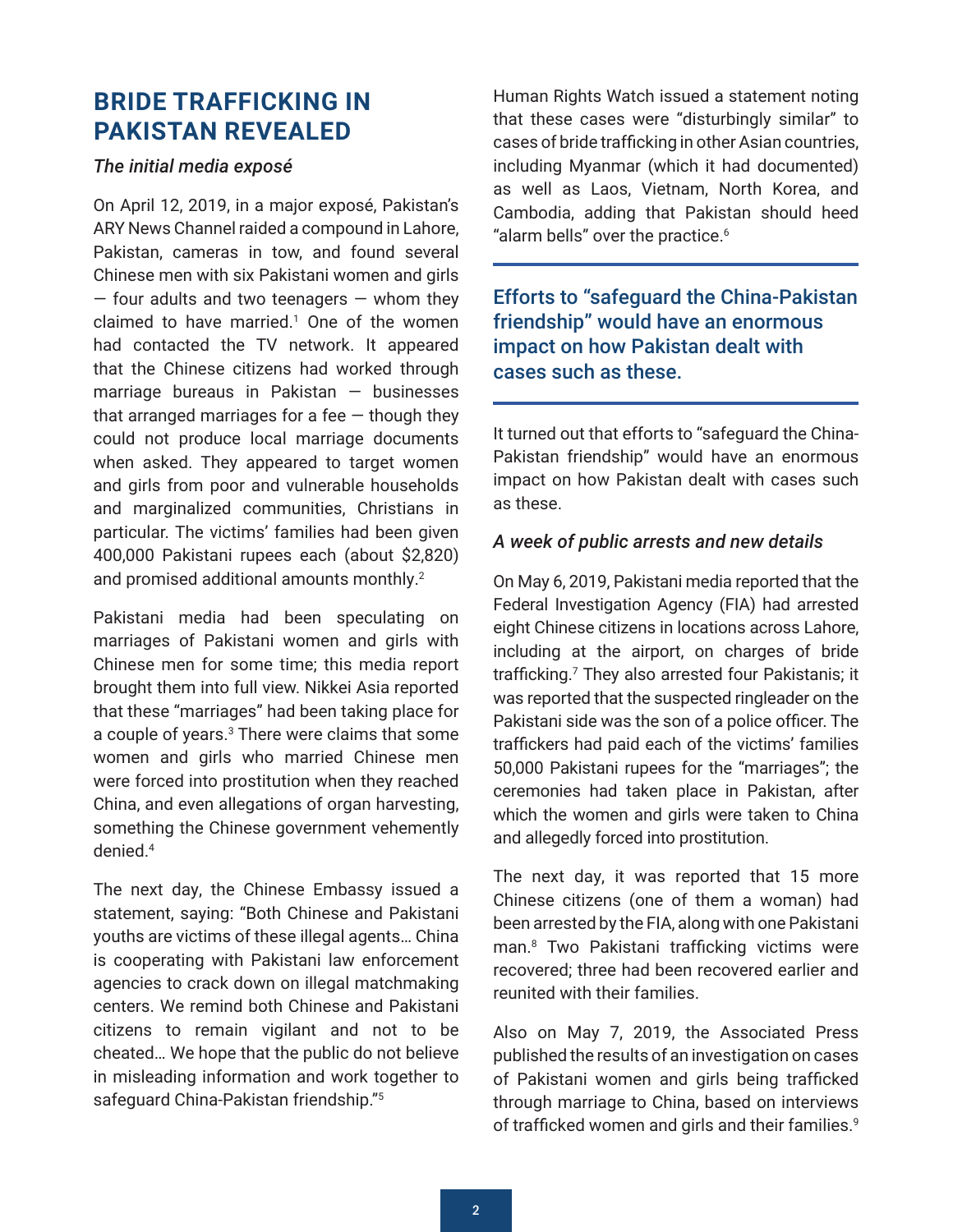## BRIDE TRAFFICKING IN PAKISTAN REVEALED

### *The initial media exposé*

On April 12, 2019, in a major exposé, Pakistan's ARY News Channel raided a compound in Lahore, Pakistan, cameras in tow, and found several Chinese men with six Pakistani women and girls — four adults and two teenagers — whom they claimed to have married.[1] One of the women had contacted the TV network. It appeared that the Chinese citizens had worked through marriage bureaus in Pakistan — businesses that arranged marriages for a fee — though they could not produce local marriage documents when asked. They appeared to target women and girls from poor and vulnerable households and marginalized communities, Christians in particular. The victims' families had been given 400,000 Pakistani rupees each (about $2,820) and promised additional amounts monthly.[2]

Pakistani media had been speculating on marriages of Pakistani women and girls with Chinese men for some time; this media report brought them into full view. Nikkei Asia reported that these "marriages" had been taking place for a couple of years.[3] There were claims that some women and girls who married Chinese men were forced into prostitution when they reached China, and even allegations of organ harvesting, something the Chinese government vehemently denied.[4]

The next day, the Chinese Embassy issued a statement, saying: "Both Chinese and Pakistani youths are victims of these illegal agents… China is cooperating with Pakistani law enforcement agencies to crack down on illegal matchmaking centers. We remind both Chinese and Pakistani citizens to remain vigilant and not to be cheated… We hope that the public do not believe in misleading information and work together to safeguard China-Pakistan friendship."[5]

Human Rights Watch issued a statement noting that these cases were "disturbingly similar" to cases of bride trafficking in other Asian countries, including Myanmar (which it had documented) as well as Laos, Vietnam, North Korea, and Cambodia, adding that Pakistan should heed "alarm bells" over the practice.[6]

> **Efforts to "safeguard the China-Pakistan friendship" would have an enormous impact on how Pakistan dealt with cases such as these.**

It turned out that efforts to "safeguard the China-Pakistan friendship" would have an enormous impact on how Pakistan dealt with cases such as these.

### *A week of public arrests and new details*

On May 6, 2019, Pakistani media reported that the Federal Investigation Agency (FIA) had arrested eight Chinese citizens in locations across Lahore, including at the airport, on charges of bride trafficking.[7] They also arrested four Pakistanis; it was reported that the suspected ringleader on the Pakistani side was the son of a police officer. The traffickers had paid each of the victims' families 50,000 Pakistani rupees for the "marriages"; the ceremonies had taken place in Pakistan, after which the women and girls were taken to China and allegedly forced into prostitution.

The next day, it was reported that 15 more Chinese citizens (one of them a woman) had been arrested by the FIA, along with one Pakistani man.[8] Two Pakistani trafficking victims were recovered; three had been recovered earlier and reunited with their families.

Also on May 7, 2019, the Associated Press published the results of an investigation on cases of Pakistani women and girls being trafficked through marriage to China, based on interviews of trafficked women and girls and their families.[9]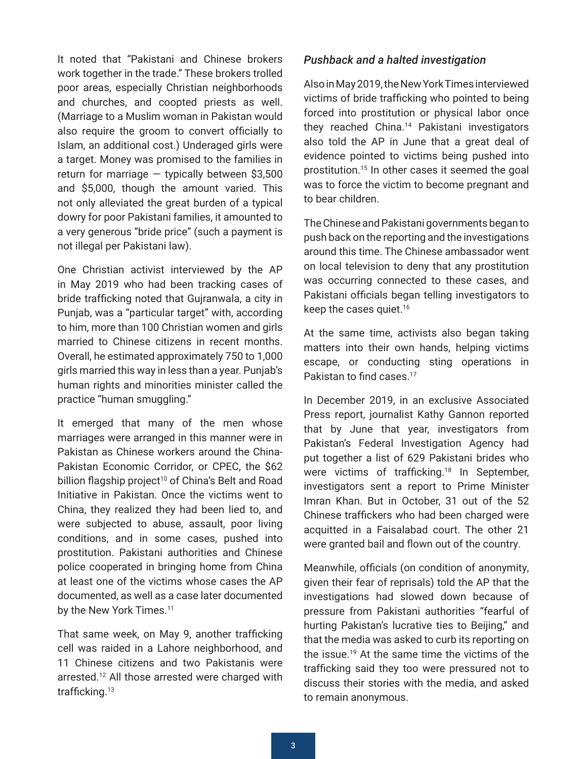It noted that "Pakistani and Chinese brokers work together in the trade." These brokers trolled poor areas, especially Christian neighborhoods and churches, and coopted priests as well. (Marriage to a Muslim woman in Pakistan would also require the groom to convert officially to Islam, an additional cost.) Underaged girls were a target. Money was promised to the families in return for marriage — typically between $3,500 and $5,000, though the amount varied. This not only alleviated the great burden of a typical dowry for poor Pakistani families, it amounted to a very generous "bride price" (such a payment is not illegal per Pakistani law).

One Christian activist interviewed by the AP in May 2019 who had been tracking cases of bride trafficking noted that Gujranwala, a city in Punjab, was a "particular target" with, according to him, more than 100 Christian women and girls married to Chinese citizens in recent months. Overall, he estimated approximately 750 to 1,000 girls married this way in less than a year. Punjab's human rights and minorities minister called the practice "human smuggling."

It emerged that many of the men whose marriages were arranged in this manner were in Pakistan as Chinese workers around the China-Pakistan Economic Corridor, or CPEC, the $62 billion flagship project[10] of China's Belt and Road Initiative in Pakistan. Once the victims went to China, they realized they had been lied to, and were subjected to abuse, assault, poor living conditions, and in some cases, pushed into prostitution. Pakistani authorities and Chinese police cooperated in bringing home from China at least one of the victims whose cases the AP documented, as well as a case later documented by the New York Times.[11]

That same week, on May 9, another trafficking cell was raided in a Lahore neighborhood, and 11 Chinese citizens and two Pakistanis were arrested.[12] All those arrested were charged with trafficking.[13]

### *Pushback and a halted investigation*

Also in May 2019, the New York Times interviewed victims of bride trafficking who pointed to being forced into prostitution or physical labor once they reached China.[14] Pakistani investigators also told the AP in June that a great deal of evidence pointed to victims being pushed into prostitution.[15] In other cases it seemed the goal was to force the victim to become pregnant and to bear children.

The Chinese and Pakistani governments began to push back on the reporting and the investigations around this time. The Chinese ambassador went on local television to deny that any prostitution was occurring connected to these cases, and Pakistani officials began telling investigators to keep the cases quiet.[16]

At the same time, activists also began taking matters into their own hands, helping victims escape, or conducting sting operations in Pakistan to find cases.[17]

In December 2019, in an exclusive Associated Press report, journalist Kathy Gannon reported that by June that year, investigators from Pakistan's Federal Investigation Agency had put together a list of 629 Pakistani brides who were victims of trafficking.[18] In September, investigators sent a report to Prime Minister Imran Khan. But in October, 31 out of the 52 Chinese traffickers who had been charged were acquitted in a Faisalabad court. The other 21 were granted bail and flown out of the country.

Meanwhile, officials (on condition of anonymity, given their fear of reprisals) told the AP that the investigations had slowed down because of pressure from Pakistani authorities "fearful of hurting Pakistan's lucrative ties to Beijing," and that the media was asked to curb its reporting on the issue.[19] At the same time the victims of the trafficking said they too were pressured not to discuss their stories with the media, and asked to remain anonymous.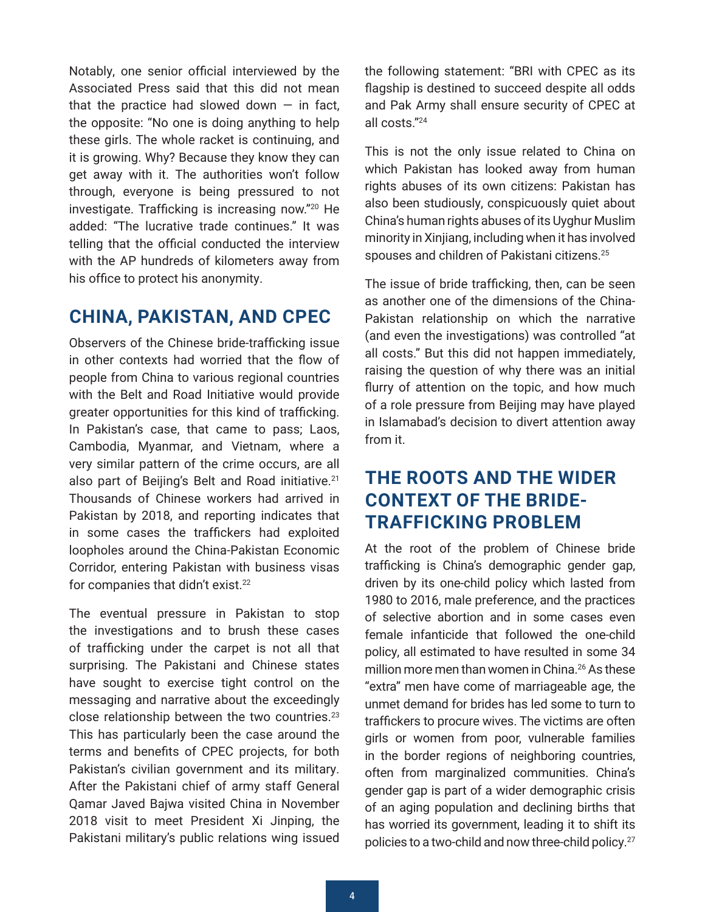Notably, one senior official interviewed by the Associated Press said that this did not mean that the practice had slowed down — in fact, the opposite: "No one is doing anything to help these girls. The whole racket is continuing, and it is growing. Why? Because they know they can get away with it. The authorities won't follow through, everyone is being pressured to not investigate. Trafficking is increasing now."[20] He added: "The lucrative trade continues." It was telling that the official conducted the interview with the AP hundreds of kilometers away from his office to protect his anonymity.

## CHINA, PAKISTAN, AND CPEC

Observers of the Chinese bride-trafficking issue in other contexts had worried that the flow of people from China to various regional countries with the Belt and Road Initiative would provide greater opportunities for this kind of trafficking. In Pakistan's case, that came to pass; Laos, Cambodia, Myanmar, and Vietnam, where a very similar pattern of the crime occurs, are all also part of Beijing's Belt and Road initiative.[21] Thousands of Chinese workers had arrived in Pakistan by 2018, and reporting indicates that in some cases the traffickers had exploited loopholes around the China-Pakistan Economic Corridor, entering Pakistan with business visas for companies that didn't exist.[22]

The eventual pressure in Pakistan to stop the investigations and to brush these cases of trafficking under the carpet is not all that surprising. The Pakistani and Chinese states have sought to exercise tight control on the messaging and narrative about the exceedingly close relationship between the two countries.[23] This has particularly been the case around the terms and benefits of CPEC projects, for both Pakistan's civilian government and its military. After the Pakistani chief of army staff General Qamar Javed Bajwa visited China in November 2018 visit to meet President Xi Jinping, the Pakistani military's public relations wing issued the following statement: "BRI with CPEC as its flagship is destined to succeed despite all odds and Pak Army shall ensure security of CPEC at all costs."[24]

This is not the only issue related to China on which Pakistan has looked away from human rights abuses of its own citizens: Pakistan has also been studiously, conspicuously quiet about China's human rights abuses of its Uyghur Muslim minority in Xinjiang, including when it has involved spouses and children of Pakistani citizens.[25]

The issue of bride trafficking, then, can be seen as another one of the dimensions of the China-Pakistan relationship on which the narrative (and even the investigations) was controlled "at all costs." But this did not happen immediately, raising the question of why there was an initial flurry of attention on the topic, and how much of a role pressure from Beijing may have played in Islamabad's decision to divert attention away from it.

## THE ROOTS AND THE WIDER CONTEXT OF THE BRIDE-TRAFFICKING PROBLEM

At the root of the problem of Chinese bride trafficking is China's demographic gender gap, driven by its one-child policy which lasted from 1980 to 2016, male preference, and the practices of selective abortion and in some cases even female infanticide that followed the one-child policy, all estimated to have resulted in some 34 million more men than women in China.[26] As these "extra" men have come of marriageable age, the unmet demand for brides has led some to turn to traffickers to procure wives. The victims are often girls or women from poor, vulnerable families in the border regions of neighboring countries, often from marginalized communities. China's gender gap is part of a wider demographic crisis of an aging population and declining births that has worried its government, leading it to shift its policies to a two-child and now three-child policy.[27]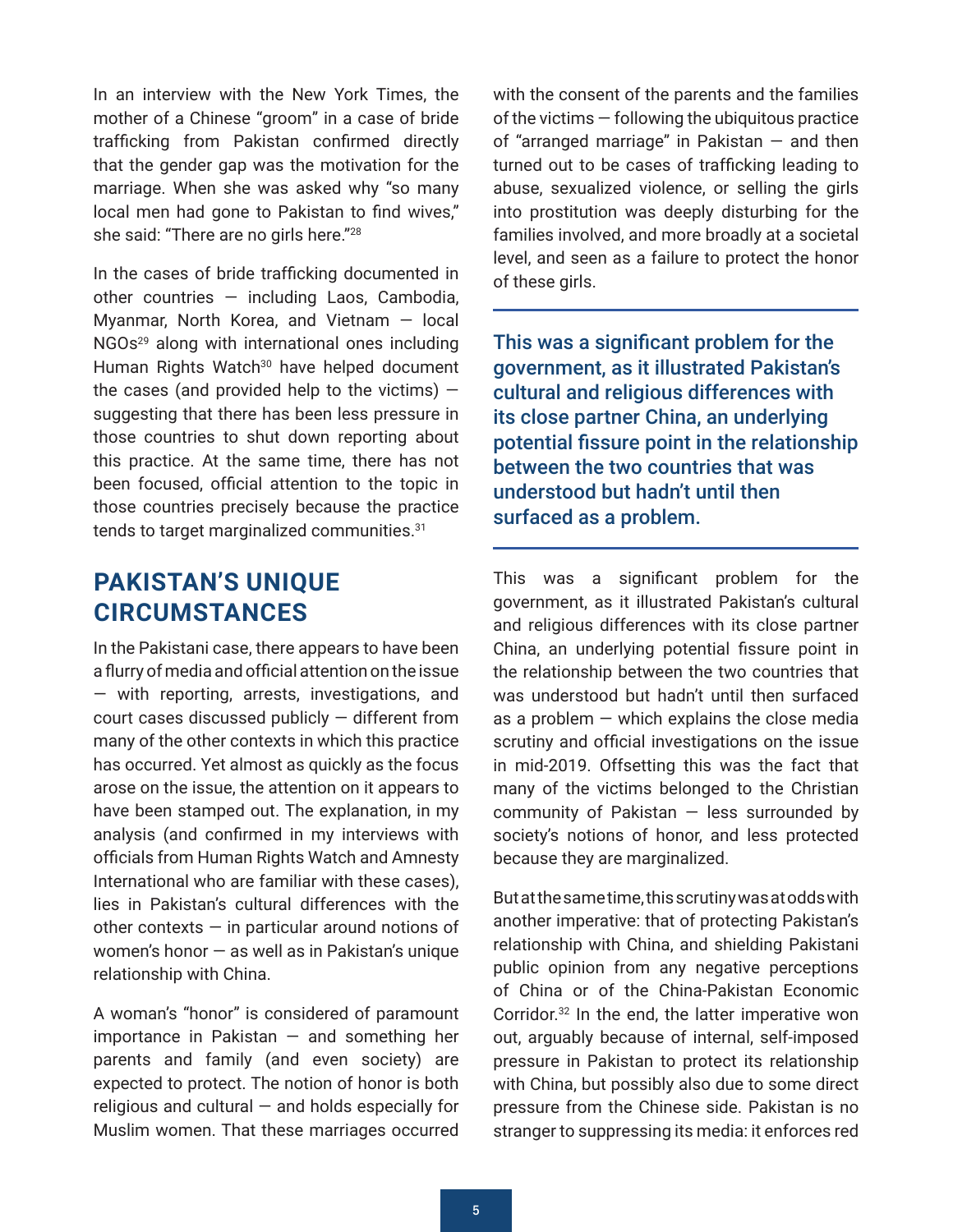In an interview with the New York Times, the mother of a Chinese "groom" in a case of bride trafficking from Pakistan confirmed directly that the gender gap was the motivation for the marriage. When she was asked why "so many local men had gone to Pakistan to find wives," she said: "There are no girls here."[28]

In the cases of bride trafficking documented in other countries — including Laos, Cambodia, Myanmar, North Korea, and Vietnam — local NGOs[29] along with international ones including Human Rights Watch[30] have helped document the cases (and provided help to the victims) — suggesting that there has been less pressure in those countries to shut down reporting about this practice. At the same time, there has not been focused, official attention to the topic in those countries precisely because the practice tends to target marginalized communities.[31]

## PAKISTAN'S UNIQUE CIRCUMSTANCES

In the Pakistani case, there appears to have been a flurry of media and official attention on the issue — with reporting, arrests, investigations, and court cases discussed publicly — different from many of the other contexts in which this practice has occurred. Yet almost as quickly as the focus arose on the issue, the attention on it appears to have been stamped out. The explanation, in my analysis (and confirmed in my interviews with officials from Human Rights Watch and Amnesty International who are familiar with these cases), lies in Pakistan's cultural differences with the other contexts — in particular around notions of women's honor — as well as in Pakistan's unique relationship with China.

A woman's "honor" is considered of paramount importance in Pakistan — and something her parents and family (and even society) are expected to protect. The notion of honor is both religious and cultural — and holds especially for Muslim women. That these marriages occurred with the consent of the parents and the families of the victims — following the ubiquitous practice of "arranged marriage" in Pakistan — and then turned out to be cases of trafficking leading to abuse, sexualized violence, or selling the girls into prostitution was deeply disturbing for the families involved, and more broadly at a societal level, and seen as a failure to protect the honor of these girls.

> **This was a significant problem for the government, as it illustrated Pakistan's cultural and religious differences with its close partner China, an underlying potential fissure point in the relationship between the two countries that was understood but hadn't until then surfaced as a problem.**

This was a significant problem for the government, as it illustrated Pakistan's cultural and religious differences with its close partner China, an underlying potential fissure point in the relationship between the two countries that was understood but hadn't until then surfaced as a problem — which explains the close media scrutiny and official investigations on the issue in mid-2019. Offsetting this was the fact that many of the victims belonged to the Christian community of Pakistan — less surrounded by society's notions of honor, and less protected because they are marginalized.

But at the same time, this scrutiny was at odds with another imperative: that of protecting Pakistan's relationship with China, and shielding Pakistani public opinion from any negative perceptions of China or of the China-Pakistan Economic Corridor.[32] In the end, the latter imperative won out, arguably because of internal, self-imposed pressure in Pakistan to protect its relationship with China, but possibly also due to some direct pressure from the Chinese side. Pakistan is no stranger to suppressing its media: it enforces red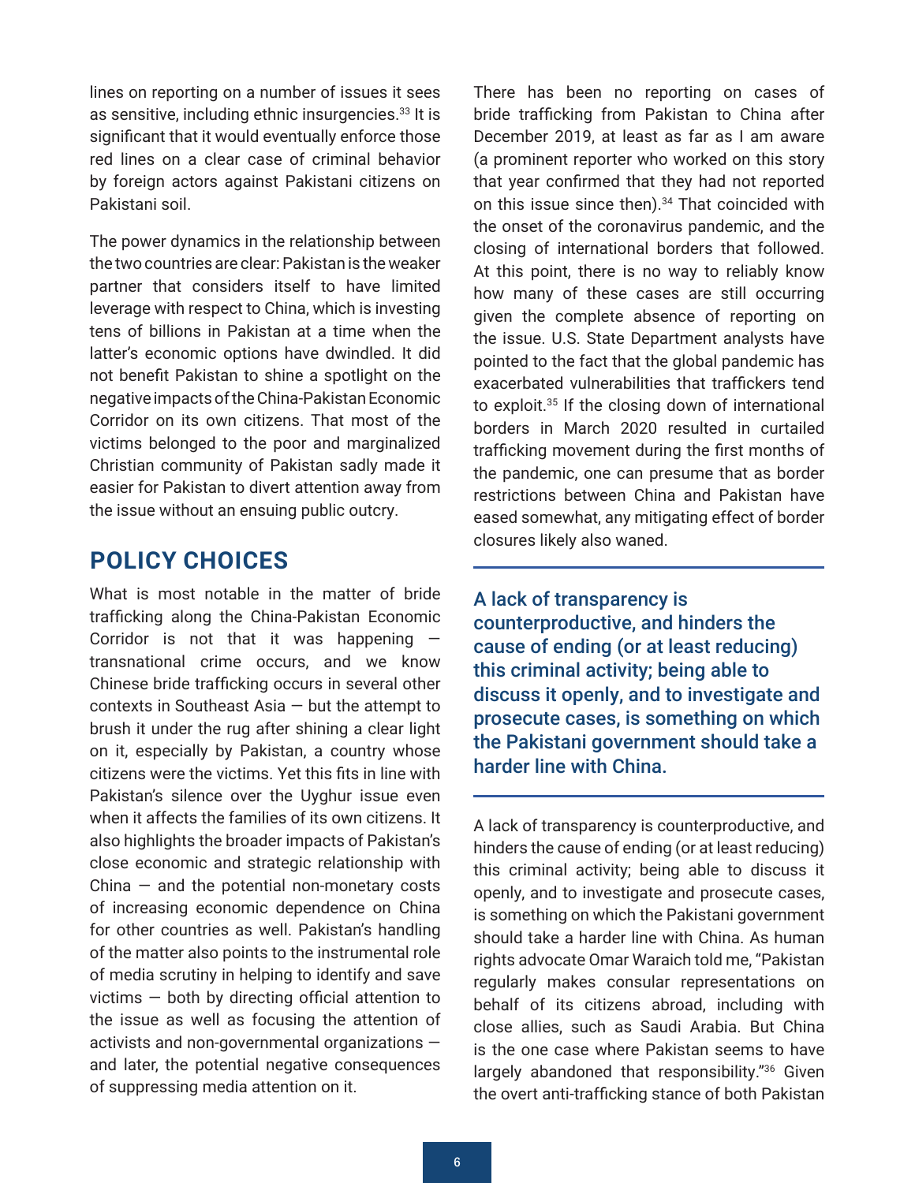lines on reporting on a number of issues it sees as sensitive, including ethnic insurgencies.[33] It is significant that it would eventually enforce those red lines on a clear case of criminal behavior by foreign actors against Pakistani citizens on Pakistani soil.

The power dynamics in the relationship between the two countries are clear: Pakistan is the weaker partner that considers itself to have limited leverage with respect to China, which is investing tens of billions in Pakistan at a time when the latter's economic options have dwindled. It did not benefit Pakistan to shine a spotlight on the negative impacts of the China-Pakistan Economic Corridor on its own citizens. That most of the victims belonged to the poor and marginalized Christian community of Pakistan sadly made it easier for Pakistan to divert attention away from the issue without an ensuing public outcry.

## POLICY CHOICES

What is most notable in the matter of bride trafficking along the China-Pakistan Economic Corridor is not that it was happening — transnational crime occurs, and we know Chinese bride trafficking occurs in several other contexts in Southeast Asia — but the attempt to brush it under the rug after shining a clear light on it, especially by Pakistan, a country whose citizens were the victims. Yet this fits in line with Pakistan's silence over the Uyghur issue even when it affects the families of its own citizens. It also highlights the broader impacts of Pakistan's close economic and strategic relationship with China — and the potential non-monetary costs of increasing economic dependence on China for other countries as well. Pakistan's handling of the matter also points to the instrumental role of media scrutiny in helping to identify and save victims — both by directing official attention to the issue as well as focusing the attention of activists and non-governmental organizations — and later, the potential negative consequences of suppressing media attention on it.

There has been no reporting on cases of bride trafficking from Pakistan to China after December 2019, at least as far as I am aware (a prominent reporter who worked on this story that year confirmed that they had not reported on this issue since then).[34] That coincided with the onset of the coronavirus pandemic, and the closing of international borders that followed. At this point, there is no way to reliably know how many of these cases are still occurring given the complete absence of reporting on the issue. U.S. State Department analysts have pointed to the fact that the global pandemic has exacerbated vulnerabilities that traffickers tend to exploit.[35] If the closing down of international borders in March 2020 resulted in curtailed trafficking movement during the first months of the pandemic, one can presume that as border restrictions between China and Pakistan have eased somewhat, any mitigating effect of border closures likely also waned.

> **A lack of transparency is counterproductive, and hinders the cause of ending (or at least reducing) this criminal activity; being able to discuss it openly, and to investigate and prosecute cases, is something on which the Pakistani government should take a harder line with China.**

A lack of transparency is counterproductive, and hinders the cause of ending (or at least reducing) this criminal activity; being able to discuss it openly, and to investigate and prosecute cases, is something on which the Pakistani government should take a harder line with China. As human rights advocate Omar Waraich told me, "Pakistan regularly makes consular representations on behalf of its citizens abroad, including with close allies, such as Saudi Arabia. But China is the one case where Pakistan seems to have largely abandoned that responsibility."[36] Given the overt anti-trafficking stance of both Pakistan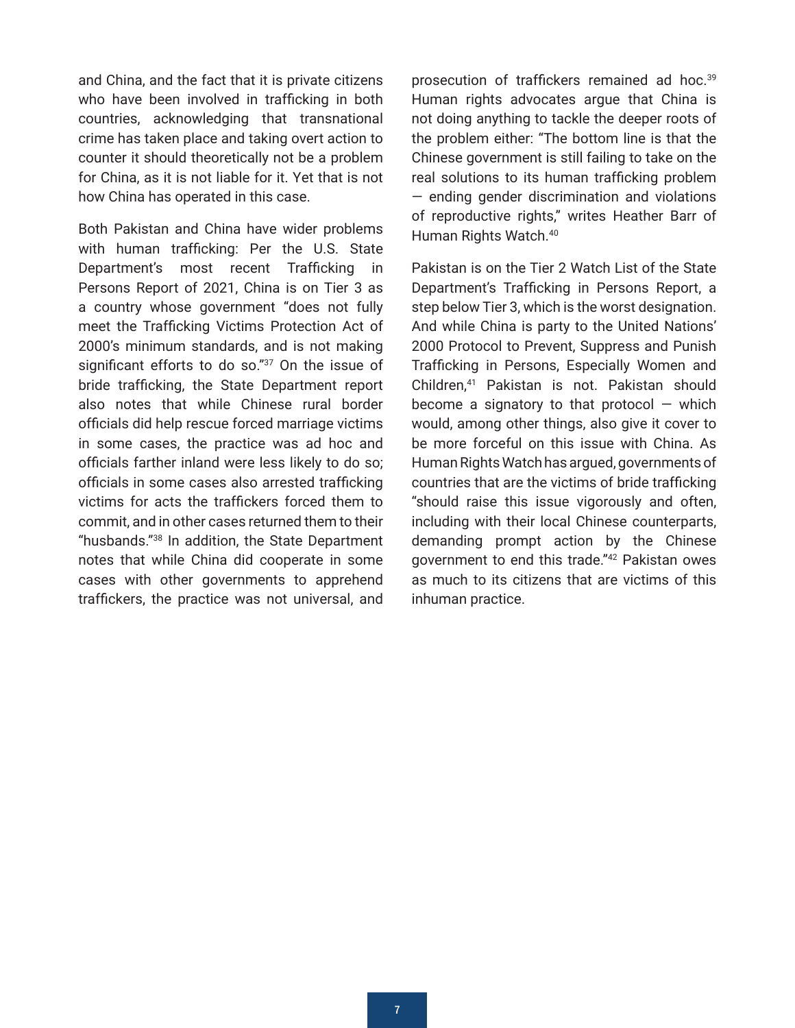and China, and the fact that it is private citizens who have been involved in trafficking in both countries, acknowledging that transnational crime has taken place and taking overt action to counter it should theoretically not be a problem for China, as it is not liable for it. Yet that is not how China has operated in this case.

Both Pakistan and China have wider problems with human trafficking: Per the U.S. State Department's most recent Trafficking in Persons Report of 2021, China is on Tier 3 as a country whose government "does not fully meet the Trafficking Victims Protection Act of 2000's minimum standards, and is not making significant efforts to do so."[37] On the issue of bride trafficking, the State Department report also notes that while Chinese rural border officials did help rescue forced marriage victims in some cases, the practice was ad hoc and officials farther inland were less likely to do so; officials in some cases also arrested trafficking victims for acts the traffickers forced them to commit, and in other cases returned them to their "husbands."[38] In addition, the State Department notes that while China did cooperate in some cases with other governments to apprehend traffickers, the practice was not universal, and prosecution of traffickers remained ad hoc.[39] Human rights advocates argue that China is not doing anything to tackle the deeper roots of the problem either: "The bottom line is that the Chinese government is still failing to take on the real solutions to its human trafficking problem — ending gender discrimination and violations of reproductive rights," writes Heather Barr of Human Rights Watch.[40]

Pakistan is on the Tier 2 Watch List of the State Department's Trafficking in Persons Report, a step below Tier 3, which is the worst designation. And while China is party to the United Nations' 2000 Protocol to Prevent, Suppress and Punish Trafficking in Persons, Especially Women and Children,[41] Pakistan is not. Pakistan should become a signatory to that protocol — which would, among other things, also give it cover to be more forceful on this issue with China. As Human Rights Watch has argued, governments of countries that are the victims of bride trafficking "should raise this issue vigorously and often, including with their local Chinese counterparts, demanding prompt action by the Chinese government to end this trade."[42] Pakistan owes as much to its citizens that are victims of this inhuman practice.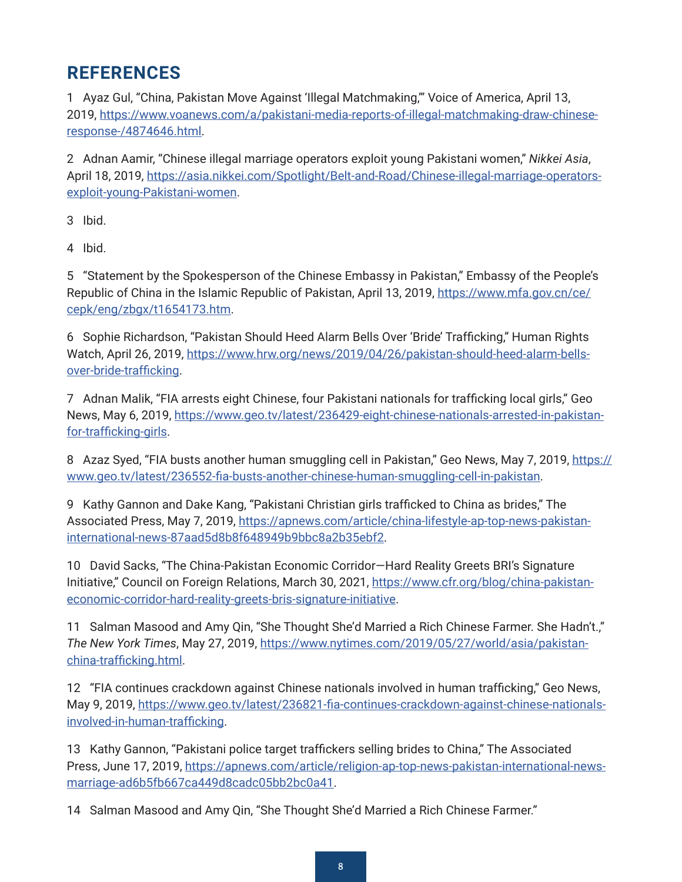## REFERENCES

1 Ayaz Gul, "China, Pakistan Move Against 'Illegal Matchmaking,'" Voice of America, April 13, 2019, https://www.voanews.com/a/pakistani-media-reports-of-illegal-matchmaking-draw-chinese-response-/4874646.html.

2 Adnan Aamir, "Chinese illegal marriage operators exploit young Pakistani women," *Nikkei Asia*, April 18, 2019, https://asia.nikkei.com/Spotlight/Belt-and-Road/Chinese-illegal-marriage-operators-exploit-young-Pakistani-women.

3 Ibid.

4 Ibid.

5 "Statement by the Spokesperson of the Chinese Embassy in Pakistan," Embassy of the People's Republic of China in the Islamic Republic of Pakistan, April 13, 2019, https://www.mfa.gov.cn/ce/cepk/eng/zbgx/t1654173.htm.

6 Sophie Richardson, "Pakistan Should Heed Alarm Bells Over 'Bride' Trafficking," Human Rights Watch, April 26, 2019, https://www.hrw.org/news/2019/04/26/pakistan-should-heed-alarm-bells-over-bride-trafficking.

7 Adnan Malik, "FIA arrests eight Chinese, four Pakistani nationals for trafficking local girls," Geo News, May 6, 2019, https://www.geo.tv/latest/236429-eight-chinese-nationals-arrested-in-pakistan-for-trafficking-girls.

8 Azaz Syed, "FIA busts another human smuggling cell in Pakistan," Geo News, May 7, 2019, https://www.geo.tv/latest/236552-fia-busts-another-chinese-human-smuggling-cell-in-pakistan.

9 Kathy Gannon and Dake Kang, "Pakistani Christian girls trafficked to China as brides," The Associated Press, May 7, 2019, https://apnews.com/article/china-lifestyle-ap-top-news-pakistan-international-news-87aad5d8b8f648949b9bbc8a2b35ebf2.

10 David Sacks, "The China-Pakistan Economic Corridor—Hard Reality Greets BRI's Signature Initiative," Council on Foreign Relations, March 30, 2021, https://www.cfr.org/blog/china-pakistan-economic-corridor-hard-reality-greets-bris-signature-initiative.

11 Salman Masood and Amy Qin, "She Thought She'd Married a Rich Chinese Farmer. She Hadn't.," *The New York Times*, May 27, 2019, https://www.nytimes.com/2019/05/27/world/asia/pakistan-china-trafficking.html.

12 "FIA continues crackdown against Chinese nationals involved in human trafficking," Geo News, May 9, 2019, https://www.geo.tv/latest/236821-fia-continues-crackdown-against-chinese-nationals-involved-in-human-trafficking.

13 Kathy Gannon, "Pakistani police target traffickers selling brides to China," The Associated Press, June 17, 2019, https://apnews.com/article/religion-ap-top-news-pakistan-international-news-marriage-ad6b5fb667ca449d8cadc05bb2bc0a41.

14 Salman Masood and Amy Qin, "She Thought She'd Married a Rich Chinese Farmer."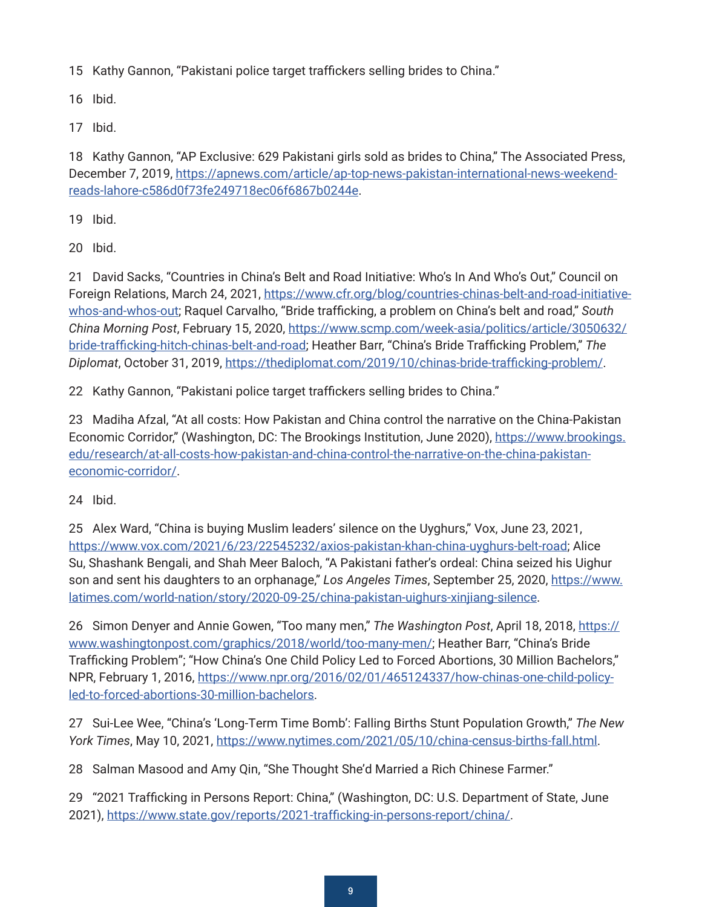15 Kathy Gannon, “Pakistani police target traffickers selling brides to China.”

16 Ibid.

17 Ibid.

18 Kathy Gannon, “AP Exclusive: 629 Pakistani girls sold as brides to China,” The Associated Press, December 7, 2019, https://apnews.com/article/ap-top-news-pakistan-international-news-weekend-reads-lahore-c586d0f73fe249718ec06f6867b0244e.

19 Ibid.

20 Ibid.

21 David Sacks, “Countries in China’s Belt and Road Initiative: Who’s In And Who’s Out,” Council on Foreign Relations, March 24, 2021, https://www.cfr.org/blog/countries-chinas-belt-and-road-initiative-whos-and-whos-out; Raquel Carvalho, “Bride trafficking, a problem on China’s belt and road,” *South China Morning Post*, February 15, 2020, https://www.scmp.com/week-asia/politics/article/3050632/bride-trafficking-hitch-chinas-belt-and-road; Heather Barr, “China’s Bride Trafficking Problem,” *The Diplomat*, October 31, 2019, https://thediplomat.com/2019/10/chinas-bride-trafficking-problem/.

22 Kathy Gannon, “Pakistani police target traffickers selling brides to China.”

23 Madiha Afzal, “At all costs: How Pakistan and China control the narrative on the China-Pakistan Economic Corridor,” (Washington, DC: The Brookings Institution, June 2020), https://www.brookings.edu/research/at-all-costs-how-pakistan-and-china-control-the-narrative-on-the-china-pakistan-economic-corridor/.

24 Ibid.

25 Alex Ward, “China is buying Muslim leaders’ silence on the Uyghurs,” Vox, June 23, 2021, https://www.vox.com/2021/6/23/22545232/axios-pakistan-khan-china-uyghurs-belt-road; Alice Su, Shashank Bengali, and Shah Meer Baloch, “A Pakistani father’s ordeal: China seized his Uighur son and sent his daughters to an orphanage,” *Los Angeles Times*, September 25, 2020, https://www.latimes.com/world-nation/story/2020-09-25/china-pakistan-uighurs-xinjiang-silence.

26 Simon Denyer and Annie Gowen, “Too many men,” *The Washington Post*, April 18, 2018, https://www.washingtonpost.com/graphics/2018/world/too-many-men/; Heather Barr, “China’s Bride Trafficking Problem”; “How China’s One Child Policy Led to Forced Abortions, 30 Million Bachelors,” NPR, February 1, 2016, https://www.npr.org/2016/02/01/465124337/how-chinas-one-child-policy-led-to-forced-abortions-30-million-bachelors.

27 Sui-Lee Wee, “China’s ‘Long-Term Time Bomb’: Falling Births Stunt Population Growth,” *The New York Times*, May 10, 2021, https://www.nytimes.com/2021/05/10/china-census-births-fall.html.

28 Salman Masood and Amy Qin, “She Thought She’d Married a Rich Chinese Farmer.”

29 “2021 Trafficking in Persons Report: China,” (Washington, DC: U.S. Department of State, June 2021), https://www.state.gov/reports/2021-trafficking-in-persons-report/china/.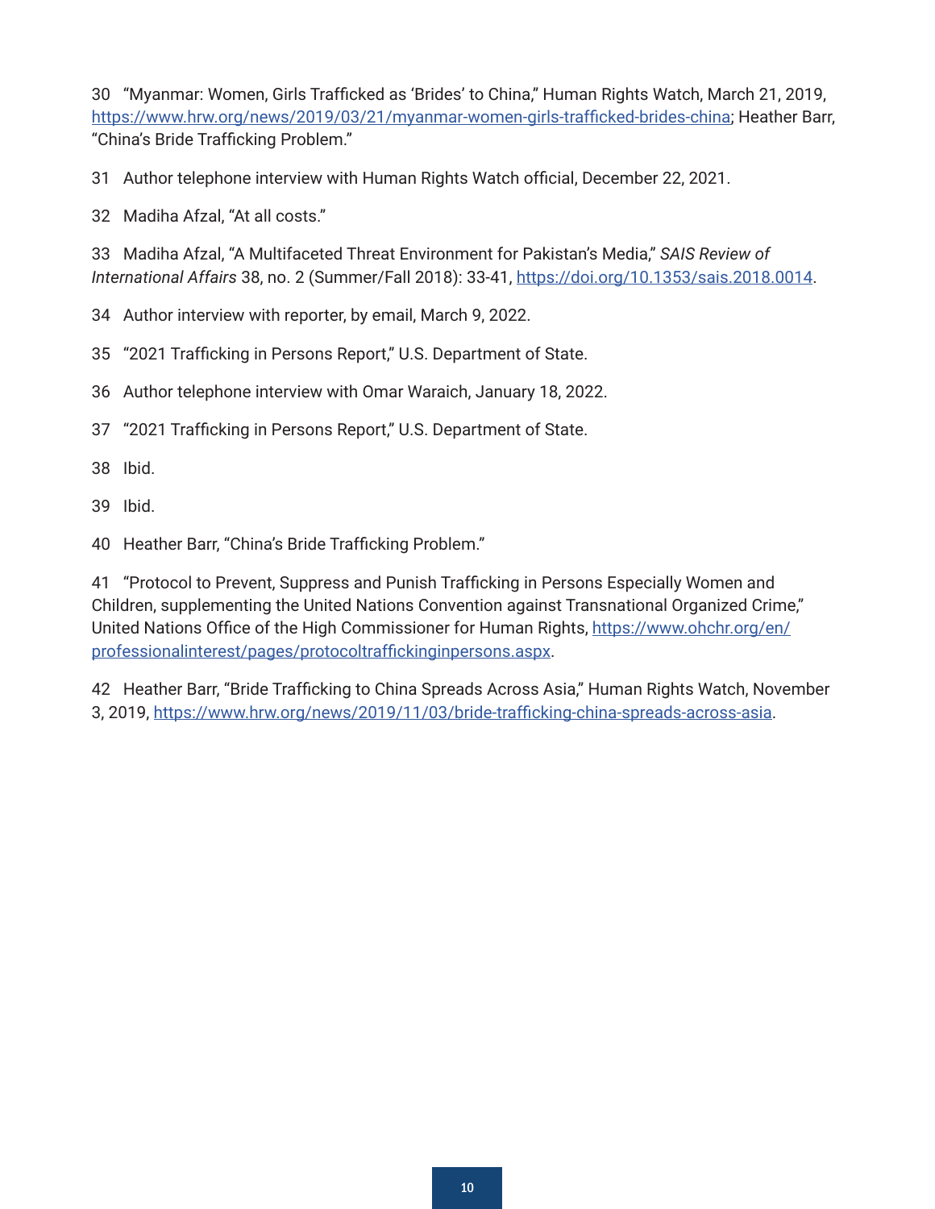30 “Myanmar: Women, Girls Trafficked as ‘Brides’ to China,” Human Rights Watch, March 21, 2019, https://www.hrw.org/news/2019/03/21/myanmar-women-girls-trafficked-brides-china; Heather Barr, “China’s Bride Trafficking Problem.”

31 Author telephone interview with Human Rights Watch official, December 22, 2021.

32 Madiha Afzal, “At all costs.”

33 Madiha Afzal, “A Multifaceted Threat Environment for Pakistan’s Media,” *SAIS Review of International Affairs* 38, no. 2 (Summer/Fall 2018): 33-41, https://doi.org/10.1353/sais.2018.0014.

34 Author interview with reporter, by email, March 9, 2022.

35 “2021 Trafficking in Persons Report,” U.S. Department of State.

36 Author telephone interview with Omar Waraich, January 18, 2022.

37 “2021 Trafficking in Persons Report,” U.S. Department of State.

38 Ibid.

39 Ibid.

40 Heather Barr, “China’s Bride Trafficking Problem.”

41 “Protocol to Prevent, Suppress and Punish Trafficking in Persons Especially Women and Children, supplementing the United Nations Convention against Transnational Organized Crime,” United Nations Office of the High Commissioner for Human Rights, https://www.ohchr.org/en/professionalinterest/pages/protocoltraffickinginpersons.aspx.

42 Heather Barr, “Bride Trafficking to China Spreads Across Asia,” Human Rights Watch, November 3, 2019, https://www.hrw.org/news/2019/11/03/bride-trafficking-china-spreads-across-asia.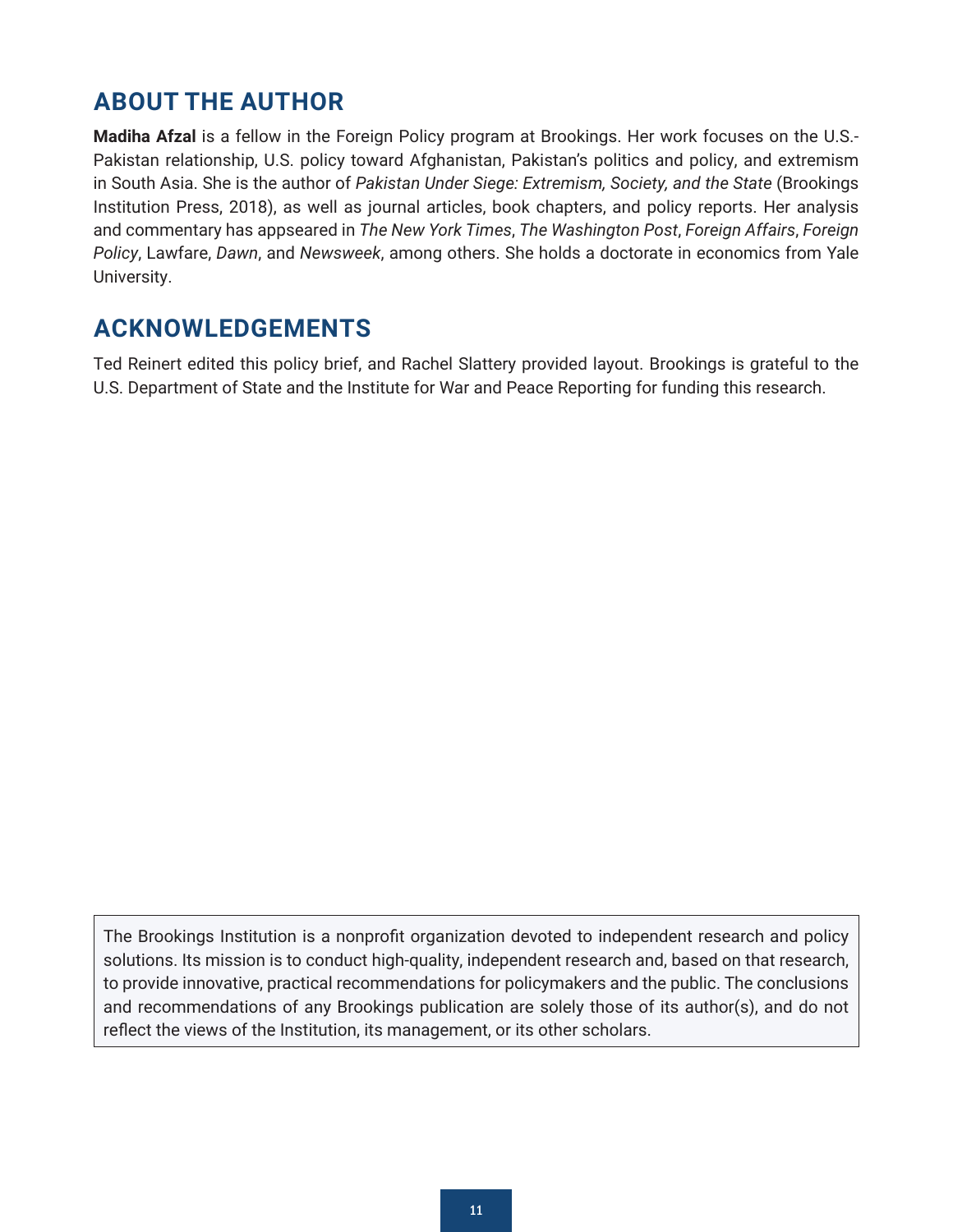## ABOUT THE AUTHOR

**Madiha Afzal** is a fellow in the Foreign Policy program at Brookings. Her work focuses on the U.S.-Pakistan relationship, U.S. policy toward Afghanistan, Pakistan's politics and policy, and extremism in South Asia. She is the author of *Pakistan Under Siege: Extremism, Society, and the State* (Brookings Institution Press, 2018), as well as journal articles, book chapters, and policy reports. Her analysis and commentary has appseared in *The New York Times*, *The Washington Post*, *Foreign Affairs*, *Foreign Policy*, Lawfare, *Dawn*, and *Newsweek*, among others. She holds a doctorate in economics from Yale University.

## ACKNOWLEDGEMENTS

Ted Reinert edited this policy brief, and Rachel Slattery provided layout. Brookings is grateful to the U.S. Department of State and the Institute for War and Peace Reporting for funding this research.

The Brookings Institution is a nonprofit organization devoted to independent research and policy solutions. Its mission is to conduct high-quality, independent research and, based on that research, to provide innovative, practical recommendations for policymakers and the public. The conclusions and recommendations of any Brookings publication are solely those of its author(s), and do not reflect the views of the Institution, its management, or its other scholars.